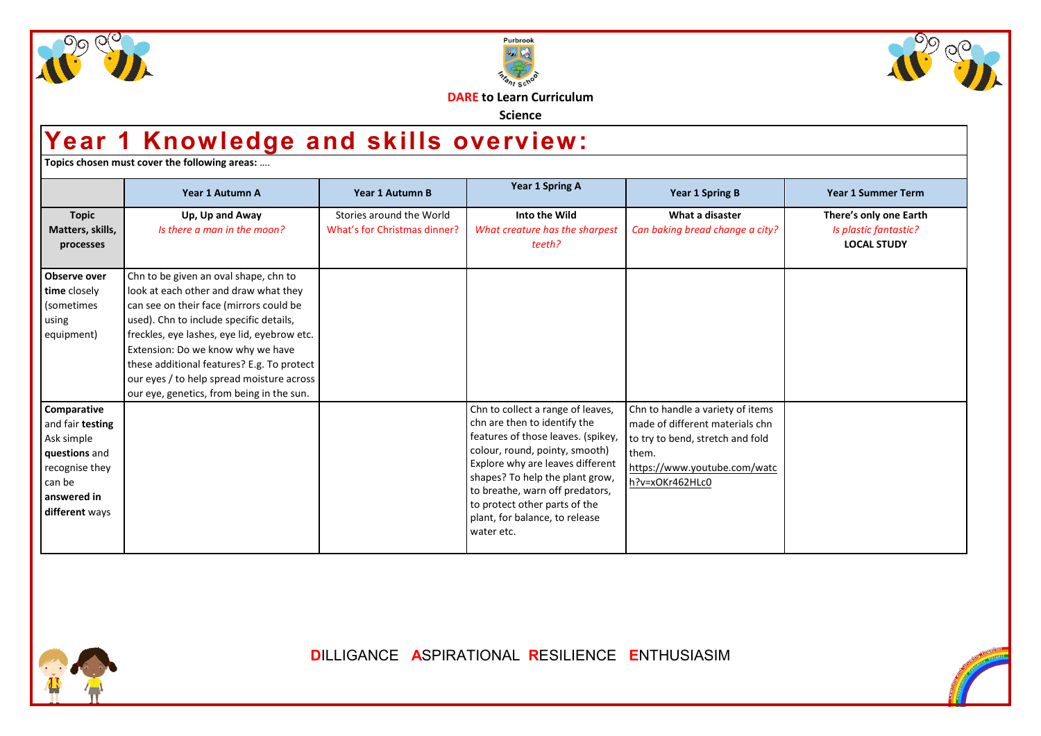Purbrook Infant School

**DARE to Learn Curriculum**

**Science**

# Year 1 Knowledge and skills overview:

**Topics chosen must cover the following areas:** ….

| | Year 1 Autumn A | Year 1 Autumn B | Year 1 Spring A | Year 1 Spring B | Year 1 Summer Term |
|---|---|---|---|---|---|
| **Topic Matters, skills, processes** | **Up, Up and Away** *Is there a man in the moon?* | Stories around the World What's for Christmas dinner? | **Into the Wild** *What creature has the sharpest teeth?* | **What a disaster** *Can baking bread change a city?* | **There's only one Earth** *Is plastic fantastic?* **LOCAL STUDY** |
| **Observe over time** closely (sometimes using equipment) | Chn to be given an oval shape, chn to look at each other and draw what they can see on their face (mirrors could be used). Chn to include specific details, freckles, eye lashes, eye lid, eyebrow etc. Extension: Do we know why we have these additional features? E.g. To protect our eyes / to help spread moisture across our eye, genetics, from being in the sun. | | | | |
| **Comparative** and fair **testing** Ask simple **questions** and recognise they can be **answered in different** ways | | | Chn to collect a range of leaves, chn are then to identify the features of those leaves. (spikey, colour, round, pointy, smooth) Explore why are leaves different shapes? To help the plant grow, to breathe, warn off predators, to protect other parts of the plant, for balance, to release water etc. | Chn to handle a variety of items made of different materials chn to try to bend, stretch and fold them. https://www.youtube.com/watch?v=xOKr462HLc0 | |

**D**ILLIGANCE **A**SPIRATIONAL **R**ESILIENCE **E**NTHUSIASIM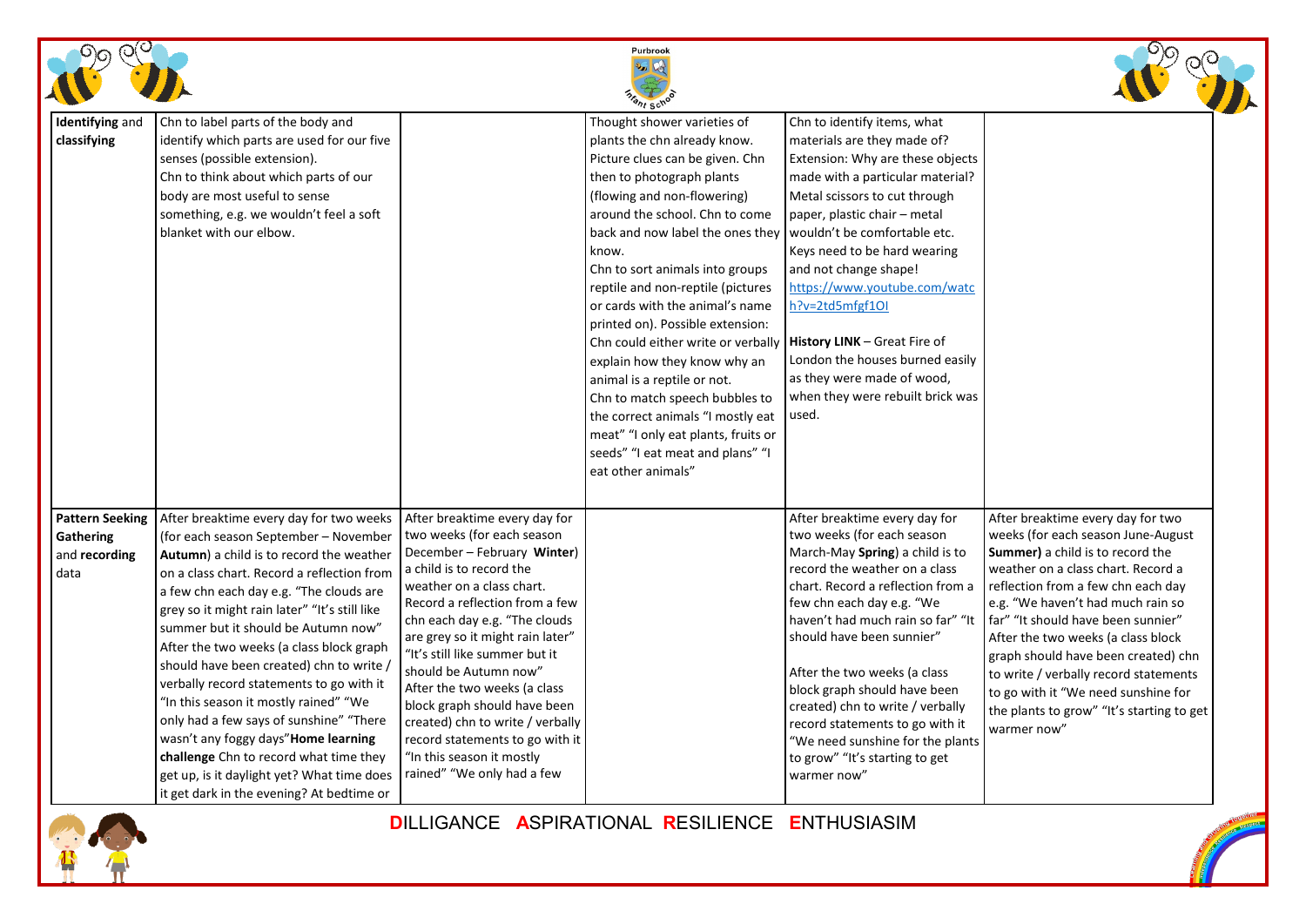| | | | | | |
|---|---|---|---|---|---|
| **Identifying** and **classifying** | Chn to label parts of the body and identify which parts are used for our five senses (possible extension). Chn to think about which parts of our body are most useful to sense something, e.g. we wouldn't feel a soft blanket with our elbow. | | Thought shower varieties of plants the chn already know. Picture clues can be given. Chn then to photograph plants (flowing and non-flowering) around the school. Chn to come back and now label the ones they know. Chn to sort animals into groups reptile and non-reptile (pictures or cards with the animal's name printed on). Possible extension: Chn could either write or verbally explain how they know why an animal is a reptile or not. Chn to match speech bubbles to the correct animals "I mostly eat meat" "I only eat plants, fruits or seeds" "I eat meat and plans" "I eat other animals" | Chn to identify items, what materials are they made of? Extension: Why are these objects made with a particular material? Metal scissors to cut through paper, plastic chair – metal wouldn't be comfortable etc. Keys need to be hard wearing and not change shape! https://www.youtube.com/watch?v=2td5mfgf1OI<br><br>**History LINK** – Great Fire of London the houses burned easily as they were made of wood, when they were rebuilt brick was used. | |
| **Pattern Seeking Gathering** and **recording** data | After breaktime every day for two weeks (for each season September – November **Autumn**) a child is to record the weather on a class chart. Record a reflection from a few chn each day e.g. "The clouds are grey so it might rain later" "It's still like summer but it should be Autumn now" After the two weeks (a class block graph should have been created) chn to write / verbally record statements to go with it "In this season it mostly rained" "We only had a few says of sunshine" "There wasn't any foggy days"**Home learning challenge** Chn to record what time they get up, is it daylight yet? What time does it get dark in the evening? At bedtime or | After breaktime every day for two weeks (for each season December – February **Winter**) a child is to record the weather on a class chart. Record a reflection from a few chn each day e.g. "The clouds are grey so it might rain later" "It's still like summer but it should be Autumn now" After the two weeks (a class block graph should have been created) chn to write / verbally record statements to go with it "In this season it mostly rained" "We only had a few | | After breaktime every day for two weeks (for each season March-May **Spring**) a child is to record the weather on a class chart. Record a reflection from a few chn each day e.g. "We haven't had much rain so far" "It should have been sunnier"<br><br>After the two weeks (a class block graph should have been created) chn to write / verbally record statements to go with it "We need sunshine for the plants to grow" "It's starting to get warmer now" | After breaktime every day for two weeks (for each season June-August **Summer)** a child is to record the weather on a class chart. Record a reflection from a few chn each day e.g. "We haven't had much rain so far" "It should have been sunnier" After the two weeks (a class block graph should have been created) chn to write / verbally record statements to go with it "We need sunshine for the plants to grow" "It's starting to get warmer now" |

DILLIGANCE ASPIRATIONAL RESILIENCE ENTHUSIASM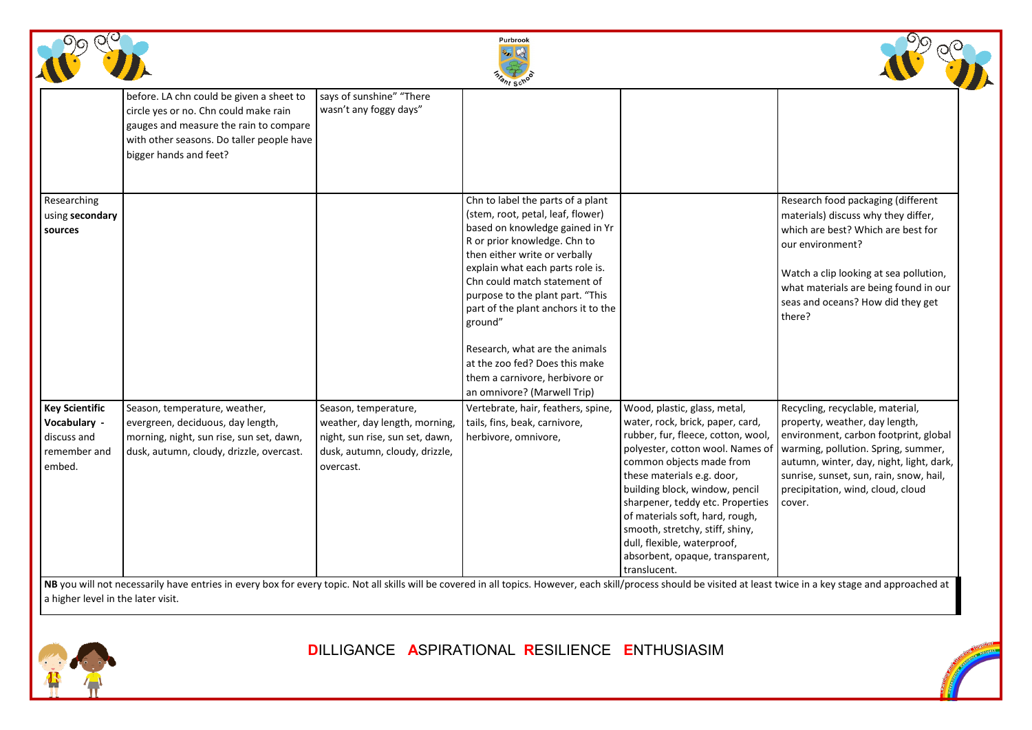| | | | | | |
|---|---|---|---|---|---|
| | before. LA chn could be given a sheet to circle yes or no. Chn could make rain gauges and measure the rain to compare with other seasons. Do taller people have bigger hands and feet? | says of sunshine" "There wasn't any foggy days" | | | |
| Researching using **secondary sources** | | | Chn to label the parts of a plant (stem, root, petal, leaf, flower) based on knowledge gained in Yr R or prior knowledge. Chn to then either write or verbally explain what each parts role is. Chn could match statement of purpose to the plant part. "This part of the plant anchors it to the ground"<br><br>Research, what are the animals at the zoo fed? Does this make them a carnivore, herbivore or an omnivore? (Marwell Trip) | | Research food packaging (different materials) discuss why they differ, which are best? Which are best for our environment?<br><br>Watch a clip looking at sea pollution, what materials are being found in our seas and oceans? How did they get there? |
| **Key Scientific Vocabulary** - discuss and remember and embed. | Season, temperature, weather, evergreen, deciduous, day length, morning, night, sun rise, sun set, dawn, dusk, autumn, cloudy, drizzle, overcast. | Season, temperature, weather, day length, morning, night, sun rise, sun set, dawn, dusk, autumn, cloudy, drizzle, overcast. | Vertebrate, hair, feathers, spine, tails, fins, beak, carnivore, herbivore, omnivore, | Wood, plastic, glass, metal, water, rock, brick, paper, card, rubber, fur, fleece, cotton, wool, polyester, cotton wool. Names of common objects made from these materials e.g. door, building block, window, pencil sharpener, teddy etc. Properties of materials soft, hard, rough, smooth, stretchy, stiff, shiny, dull, flexible, waterproof, absorbent, opaque, transparent, translucent. | Recycling, recyclable, material, property, weather, day length, environment, carbon footprint, global warming, pollution. Spring, summer, autumn, winter, day, night, light, dark, sunrise, sunset, sun, rain, snow, hail, precipitation, wind, cloud, cloud cover. |

**NB** you will not necessarily have entries in every box for every topic. Not all skills will be covered in all topics. However, each skill/process should be visited at least twice in a key stage and approached at a higher level in the later visit.

**D**ILLIGANCE **A**SPIRATIONAL **R**ESILIENCE **E**NTHUSIASIM